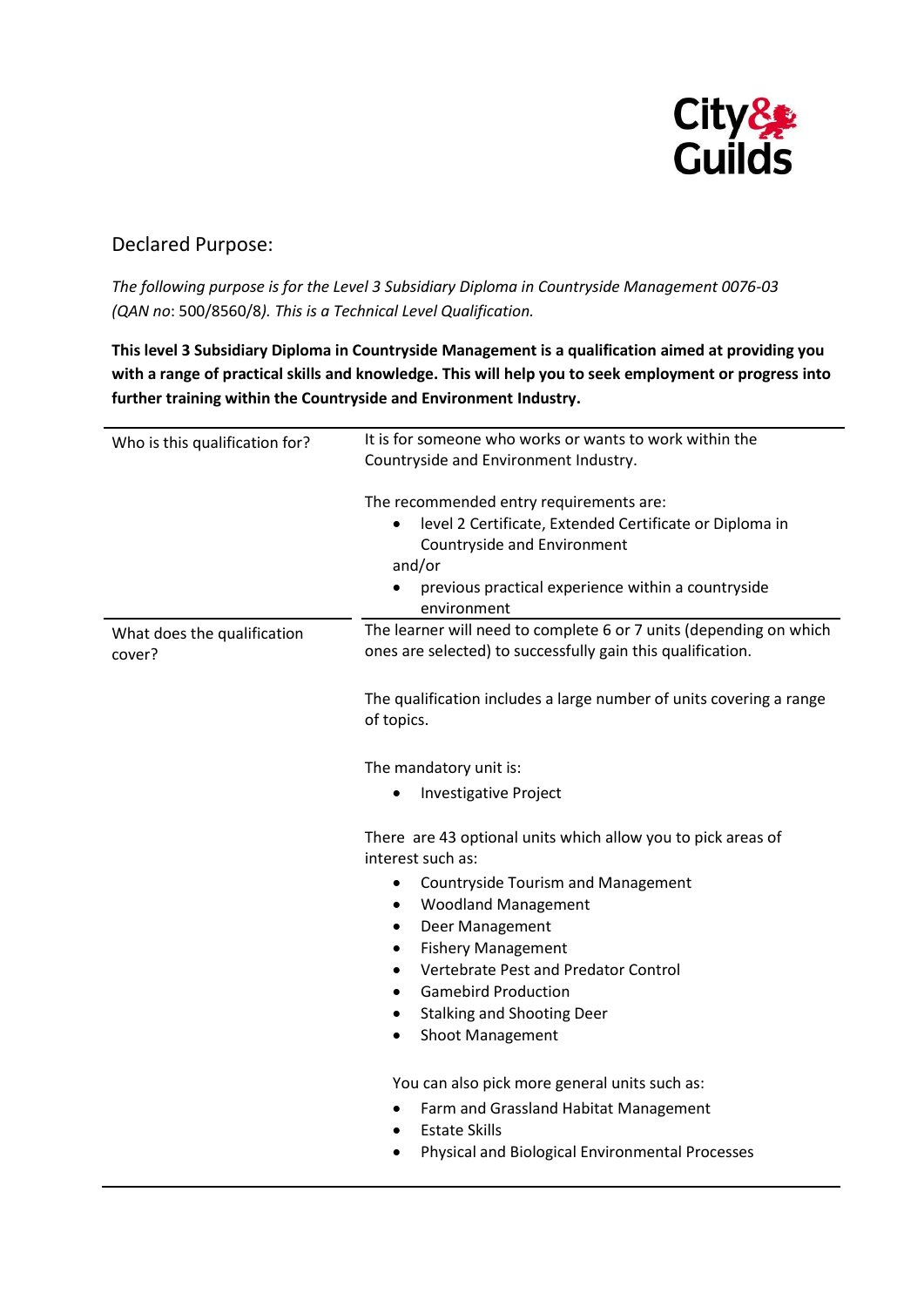## Declared Purpose:

*The following purpose is for the Level 3 Subsidiary Diploma in Countryside Management 0076-03 (QAN no*: 500/8560/8*). This is a Technical Level Qualification.*

**This level 3 Subsidiary Diploma in Countryside Management is a qualification aimed at providing you with a range of practical skills and knowledge. This will help you to seek employment or progress into further training within the Countryside and Environment Industry.**

| | |
|---|---|
| Who is this qualification for? | It is for someone who works or wants to work within the Countryside and Environment Industry.<br><br>The recommended entry requirements are:<br>• level 2 Certificate, Extended Certificate or Diploma in Countryside and Environment<br>and/or<br>• previous practical experience within a countryside environment |
| What does the qualification cover? | The learner will need to complete 6 or 7 units (depending on which ones are selected) to successfully gain this qualification.<br><br>The qualification includes a large number of units covering a range of topics.<br><br>The mandatory unit is:<br>• Investigative Project<br><br>There are 43 optional units which allow you to pick areas of interest such as:<br>• Countryside Tourism and Management<br>• Woodland Management<br>• Deer Management<br>• Fishery Management<br>• Vertebrate Pest and Predator Control<br>• Gamebird Production<br>• Stalking and Shooting Deer<br>• Shoot Management<br><br>You can also pick more general units such as:<br>• Farm and Grassland Habitat Management<br>• Estate Skills<br>• Physical and Biological Environmental Processes |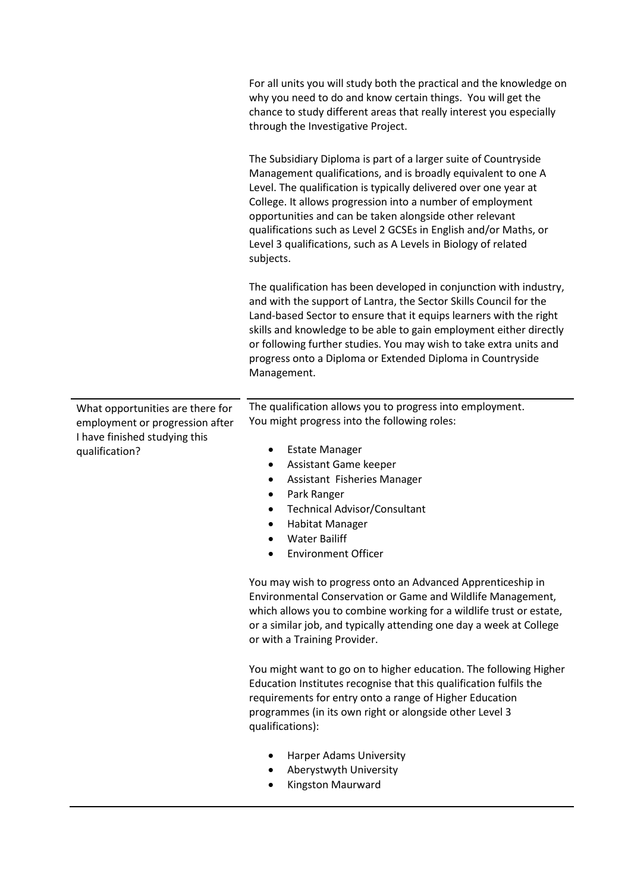| | |
|---|---|
| | For all units you will study both the practical and the knowledge on why you need to do and know certain things. You will get the chance to study different areas that really interest you especially through the Investigative Project.<br><br>The Subsidiary Diploma is part of a larger suite of Countryside Management qualifications, and is broadly equivalent to one A Level. The qualification is typically delivered over one year at College. It allows progression into a number of employment opportunities and can be taken alongside other relevant qualifications such as Level 2 GCSEs in English and/or Maths, or Level 3 qualifications, such as A Levels in Biology of related subjects.<br><br>The qualification has been developed in conjunction with industry, and with the support of Lantra, the Sector Skills Council for the Land-based Sector to ensure that it equips learners with the right skills and knowledge to be able to gain employment either directly or following further studies. You may wish to take extra units and progress onto a Diploma or Extended Diploma in Countryside Management. |
| What opportunities are there for employment or progression after I have finished studying this qualification? | The qualification allows you to progress into employment.<br>You might progress into the following roles:<br><br>• Estate Manager<br>• Assistant Game keeper<br>• Assistant Fisheries Manager<br>• Park Ranger<br>• Technical Advisor/Consultant<br>• Habitat Manager<br>• Water Bailiff<br>• Environment Officer<br><br>You may wish to progress onto an Advanced Apprenticeship in Environmental Conservation or Game and Wildlife Management, which allows you to combine working for a wildlife trust or estate, or a similar job, and typically attending one day a week at College or with a Training Provider.<br><br>You might want to go on to higher education. The following Higher Education Institutes recognise that this qualification fulfils the requirements for entry onto a range of Higher Education programmes (in its own right or alongside other Level 3 qualifications):<br><br>• Harper Adams University<br>• Aberystwyth University<br>• Kingston Maurward |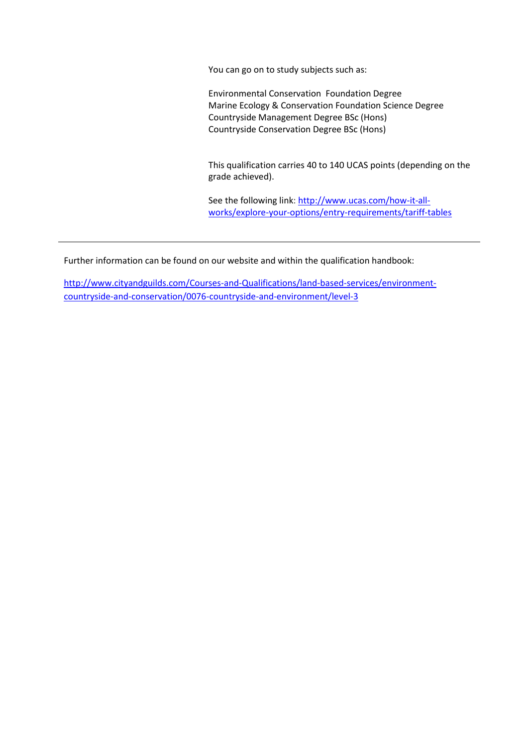You can go on to study subjects such as:

Environmental Conservation  Foundation Degree
Marine Ecology & Conservation Foundation Science Degree
Countryside Management Degree BSc (Hons)
Countryside Conservation Degree BSc (Hons)

This qualification carries 40 to 140 UCAS points (depending on the grade achieved).

See the following link: [http://www.ucas.com/how-it-all-works/explore-your-options/entry-requirements/tariff-tables](http://www.ucas.com/how-it-all-works/explore-your-options/entry-requirements/tariff-tables)

---

Further information can be found on our website and within the qualification handbook:

[http://www.cityandguilds.com/Courses-and-Qualifications/land-based-services/environment-countryside-and-conservation/0076-countryside-and-environment/level-3](http://www.cityandguilds.com/Courses-and-Qualifications/land-based-services/environment-countryside-and-conservation/0076-countryside-and-environment/level-3)